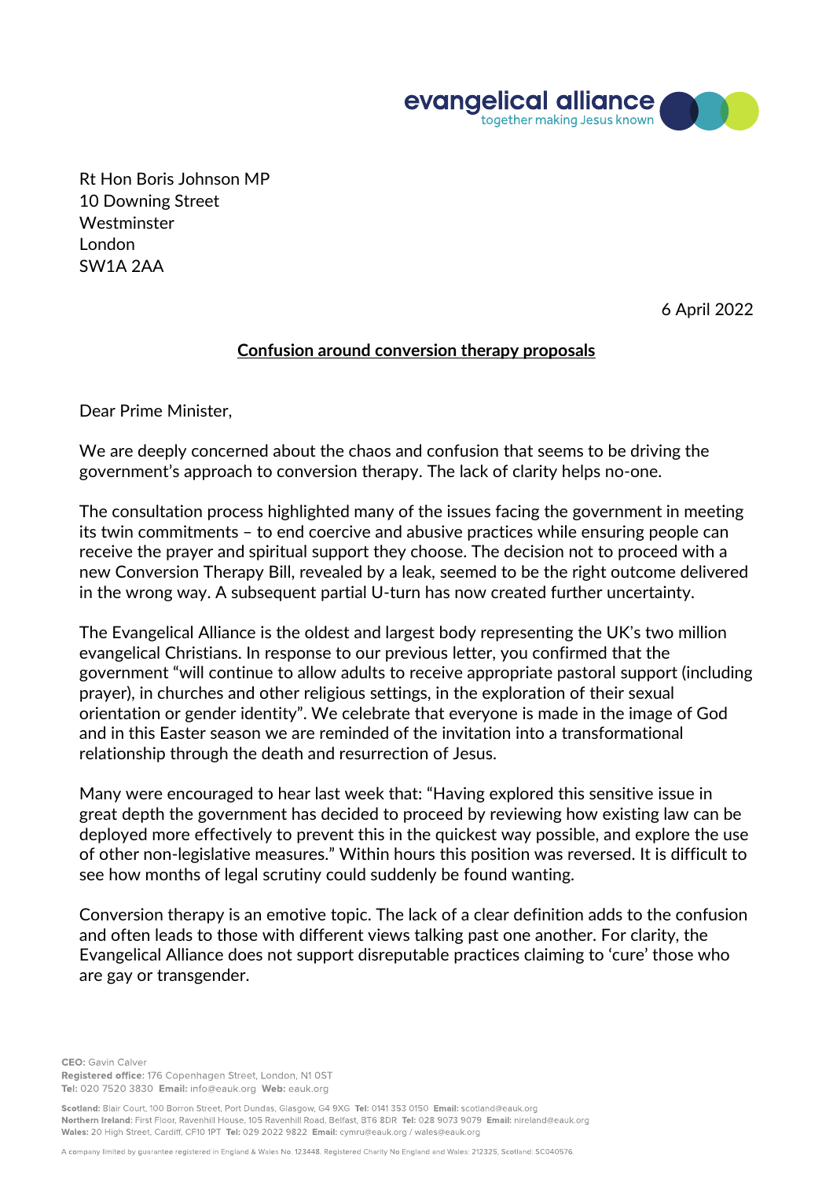evangelical alliance
together making Jesus known

Rt Hon Boris Johnson MP
10 Downing Street
Westminster
London
SW1A 2AA

6 April 2022

**Confusion around conversion therapy proposals**

Dear Prime Minister,

We are deeply concerned about the chaos and confusion that seems to be driving the government's approach to conversion therapy. The lack of clarity helps no-one.

The consultation process highlighted many of the issues facing the government in meeting its twin commitments – to end coercive and abusive practices while ensuring people can receive the prayer and spiritual support they choose. The decision not to proceed with a new Conversion Therapy Bill, revealed by a leak, seemed to be the right outcome delivered in the wrong way. A subsequent partial U-turn has now created further uncertainty.

The Evangelical Alliance is the oldest and largest body representing the UK's two million evangelical Christians. In response to our previous letter, you confirmed that the government "will continue to allow adults to receive appropriate pastoral support (including prayer), in churches and other religious settings, in the exploration of their sexual orientation or gender identity". We celebrate that everyone is made in the image of God and in this Easter season we are reminded of the invitation into a transformational relationship through the death and resurrection of Jesus.

Many were encouraged to hear last week that: "Having explored this sensitive issue in great depth the government has decided to proceed by reviewing how existing law can be deployed more effectively to prevent this in the quickest way possible, and explore the use of other non-legislative measures." Within hours this position was reversed. It is difficult to see how months of legal scrutiny could suddenly be found wanting.

Conversion therapy is an emotive topic. The lack of a clear definition adds to the confusion and often leads to those with different views talking past one another. For clarity, the Evangelical Alliance does not support disreputable practices claiming to 'cure' those who are gay or transgender.

**CEO:** Gavin Calver
**Registered office:** 176 Copenhagen Street, London, N1 0ST
**Tel:** 020 7520 3830 **Email:** info@eauk.org **Web:** eauk.org

**Scotland:** Blair Court, 100 Borron Street, Port Dundas, Glasgow, G4 9XG **Tel:** 0141 353 0150 **Email:** scotland@eauk.org
**Northern Ireland:** First Floor, Ravenhill House, 105 Ravenhill Road, Belfast, BT6 8DR **Tel:** 028 9073 9079 **Email:** nireland@eauk.org
**Wales:** 20 High Street, Cardiff, CF10 1PT **Tel:** 029 2022 9822 **Email:** cymru@eauk.org / wales@eauk.org

A company limited by guarantee registered in England & Wales No. 123448. Registered Charity No England and Wales: 212325, Scotland: SC040576.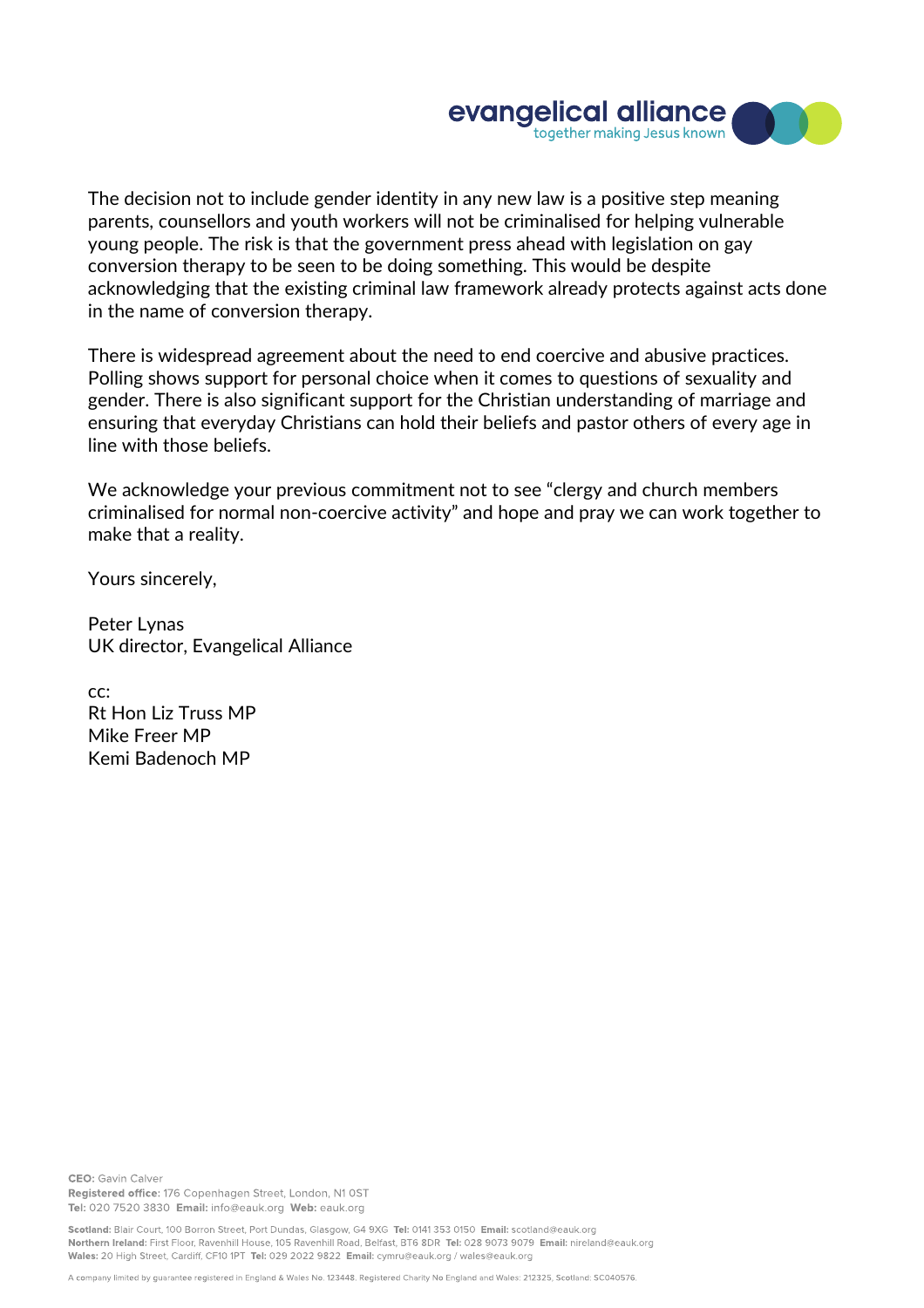The decision not to include gender identity in any new law is a positive step meaning parents, counsellors and youth workers will not be criminalised for helping vulnerable young people. The risk is that the government press ahead with legislation on gay conversion therapy to be seen to be doing something. This would be despite acknowledging that the existing criminal law framework already protects against acts done in the name of conversion therapy.

There is widespread agreement about the need to end coercive and abusive practices. Polling shows support for personal choice when it comes to questions of sexuality and gender. There is also significant support for the Christian understanding of marriage and ensuring that everyday Christians can hold their beliefs and pastor others of every age in line with those beliefs.

We acknowledge your previous commitment not to see "clergy and church members criminalised for normal non-coercive activity" and hope and pray we can work together to make that a reality.

Yours sincerely,

Peter Lynas
UK director, Evangelical Alliance

cc:
Rt Hon Liz Truss MP
Mike Freer MP
Kemi Badenoch MP

**CEO:** Gavin Calver
**Registered office:** 176 Copenhagen Street, London, N1 0ST
**Tel:** 020 7520 3830 **Email:** info@eauk.org **Web:** eauk.org

**Scotland:** Blair Court, 100 Borron Street, Port Dundas, Glasgow, G4 9XG **Tel:** 0141 353 0150 **Email:** scotland@eauk.org
**Northern Ireland:** First Floor, Ravenhill House, 105 Ravenhill Road, Belfast, BT6 8DR **Tel:** 028 9073 9079 **Email:** nireland@eauk.org
**Wales:** 20 High Street, Cardiff, CF10 1PT **Tel:** 029 2022 9822 **Email:** cymru@eauk.org / wales@eauk.org

A company limited by guarantee registered in England & Wales No. 123448. Registered Charity No England and Wales: 212325, Scotland: SC040576.